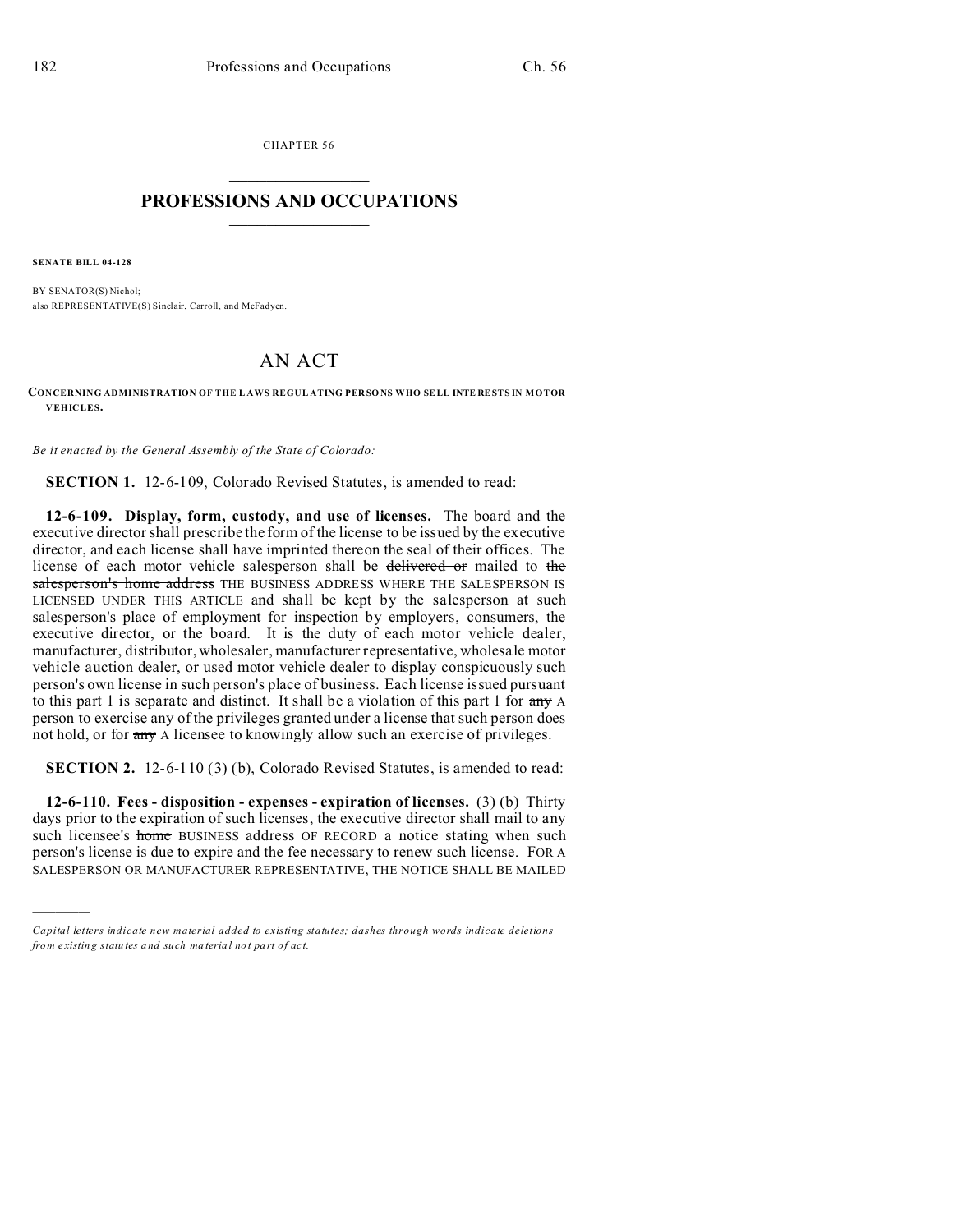CHAPTER 56

# PROFESSIONS AND OCCUPATIONS

**SENATE BILL 04-128**

BY SENATOR(S) Nichol;
also REPRESENTATIVE(S) Sinclair, Carroll, and McFadyen.

# AN ACT

**CONCERNING ADMINISTRATION OF THE LAWS REGULATING PERSONS WHO SELL INTERESTS IN MOTOR VEHICLES.**

*Be it enacted by the General Assembly of the State of Colorado:*

**SECTION 1.** 12-6-109, Colorado Revised Statutes, is amended to read:

**12-6-109. Display, form, custody, and use of licenses.** The board and the executive director shall prescribe the form of the license to be issued by the executive director, and each license shall have imprinted thereon the seal of their offices. The license of each motor vehicle salesperson shall be ~~delivered or~~ mailed to ~~the salesperson's home address~~ THE BUSINESS ADDRESS WHERE THE SALESPERSON IS LICENSED UNDER THIS ARTICLE and shall be kept by the salesperson at such salesperson's place of employment for inspection by employers, consumers, the executive director, or the board. It is the duty of each motor vehicle dealer, manufacturer, distributor, wholesaler, manufacturer representative, wholesale motor vehicle auction dealer, or used motor vehicle dealer to display conspicuously such person's own license in such person's place of business. Each license issued pursuant to this part 1 is separate and distinct. It shall be a violation of this part 1 for ~~any~~ A person to exercise any of the privileges granted under a license that such person does not hold, or for ~~any~~ A licensee to knowingly allow such an exercise of privileges.

**SECTION 2.** 12-6-110 (3) (b), Colorado Revised Statutes, is amended to read:

**12-6-110. Fees - disposition - expenses - expiration of licenses.** (3) (b) Thirty days prior to the expiration of such licenses, the executive director shall mail to any such licensee's ~~home~~ BUSINESS address OF RECORD a notice stating when such person's license is due to expire and the fee necessary to renew such license. FOR A SALESPERSON OR MANUFACTURER REPRESENTATIVE, THE NOTICE SHALL BE MAILED

---

*Capital letters indicate new material added to existing statutes; dashes through words indicate deletions from existing statutes and such material not part of act.*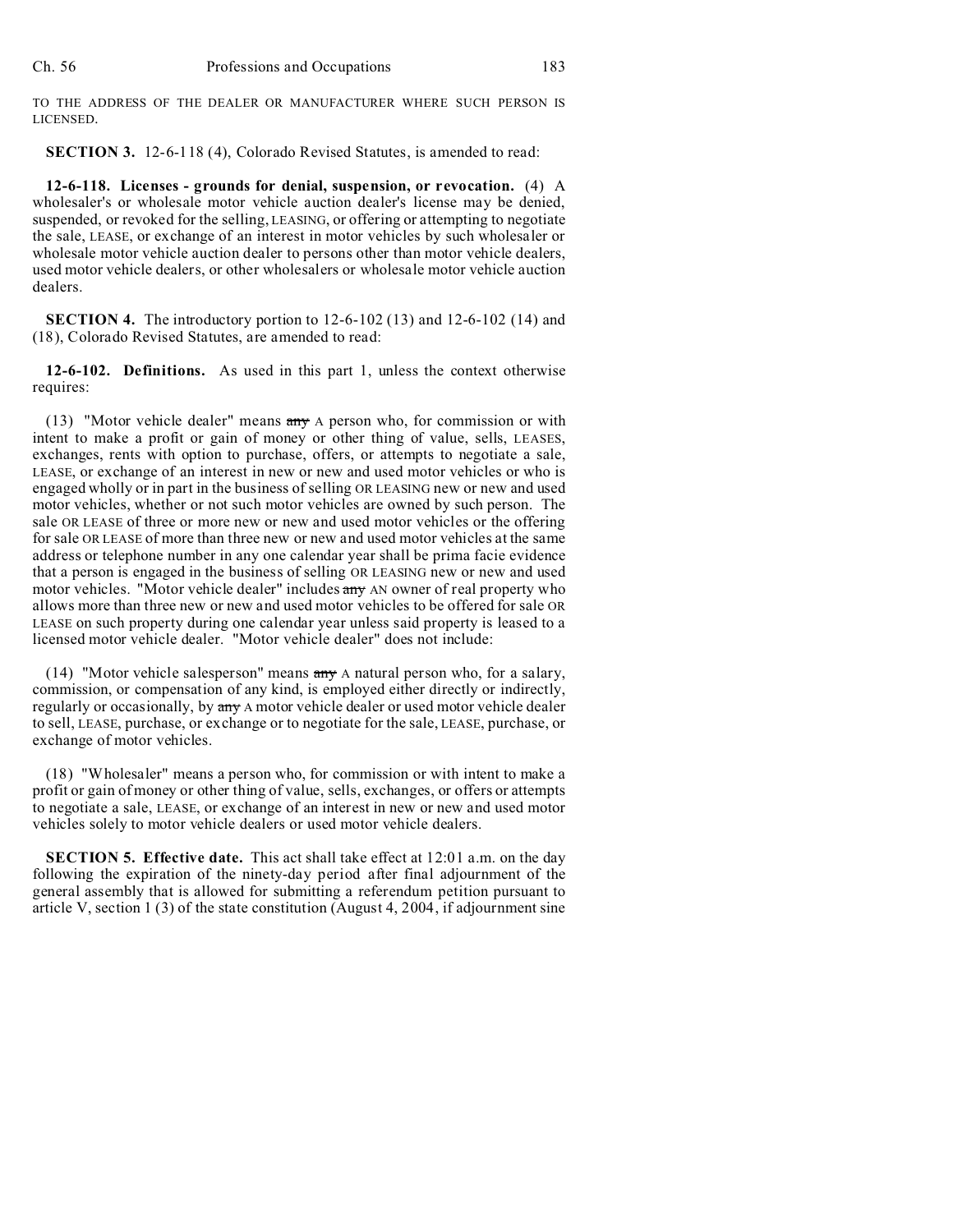TO THE ADDRESS OF THE DEALER OR MANUFACTURER WHERE SUCH PERSON IS LICENSED.

**SECTION 3.** 12-6-118 (4), Colorado Revised Statutes, is amended to read:

**12-6-118. Licenses - grounds for denial, suspension, or revocation.** (4) A wholesaler's or wholesale motor vehicle auction dealer's license may be denied, suspended, or revoked for the selling, LEASING, or offering or attempting to negotiate the sale, LEASE, or exchange of an interest in motor vehicles by such wholesaler or wholesale motor vehicle auction dealer to persons other than motor vehicle dealers, used motor vehicle dealers, or other wholesalers or wholesale motor vehicle auction dealers.

**SECTION 4.** The introductory portion to 12-6-102 (13) and 12-6-102 (14) and (18), Colorado Revised Statutes, are amended to read:

**12-6-102. Definitions.** As used in this part 1, unless the context otherwise requires:

(13) "Motor vehicle dealer" means ~~any~~ A person who, for commission or with intent to make a profit or gain of money or other thing of value, sells, LEASES, exchanges, rents with option to purchase, offers, or attempts to negotiate a sale, LEASE, or exchange of an interest in new or new and used motor vehicles or who is engaged wholly or in part in the business of selling OR LEASING new or new and used motor vehicles, whether or not such motor vehicles are owned by such person. The sale OR LEASE of three or more new or new and used motor vehicles or the offering for sale OR LEASE of more than three new or new and used motor vehicles at the same address or telephone number in any one calendar year shall be prima facie evidence that a person is engaged in the business of selling OR LEASING new or new and used motor vehicles. "Motor vehicle dealer" includes ~~any~~ AN owner of real property who allows more than three new or new and used motor vehicles to be offered for sale OR LEASE on such property during one calendar year unless said property is leased to a licensed motor vehicle dealer. "Motor vehicle dealer" does not include:

(14) "Motor vehicle salesperson" means ~~any~~ A natural person who, for a salary, commission, or compensation of any kind, is employed either directly or indirectly, regularly or occasionally, by ~~any~~ A motor vehicle dealer or used motor vehicle dealer to sell, LEASE, purchase, or exchange or to negotiate for the sale, LEASE, purchase, or exchange of motor vehicles.

(18) "Wholesaler" means a person who, for commission or with intent to make a profit or gain of money or other thing of value, sells, exchanges, or offers or attempts to negotiate a sale, LEASE, or exchange of an interest in new or new and used motor vehicles solely to motor vehicle dealers or used motor vehicle dealers.

**SECTION 5. Effective date.** This act shall take effect at 12:01 a.m. on the day following the expiration of the ninety-day period after final adjournment of the general assembly that is allowed for submitting a referendum petition pursuant to article V, section 1 (3) of the state constitution (August 4, 2004, if adjournment sine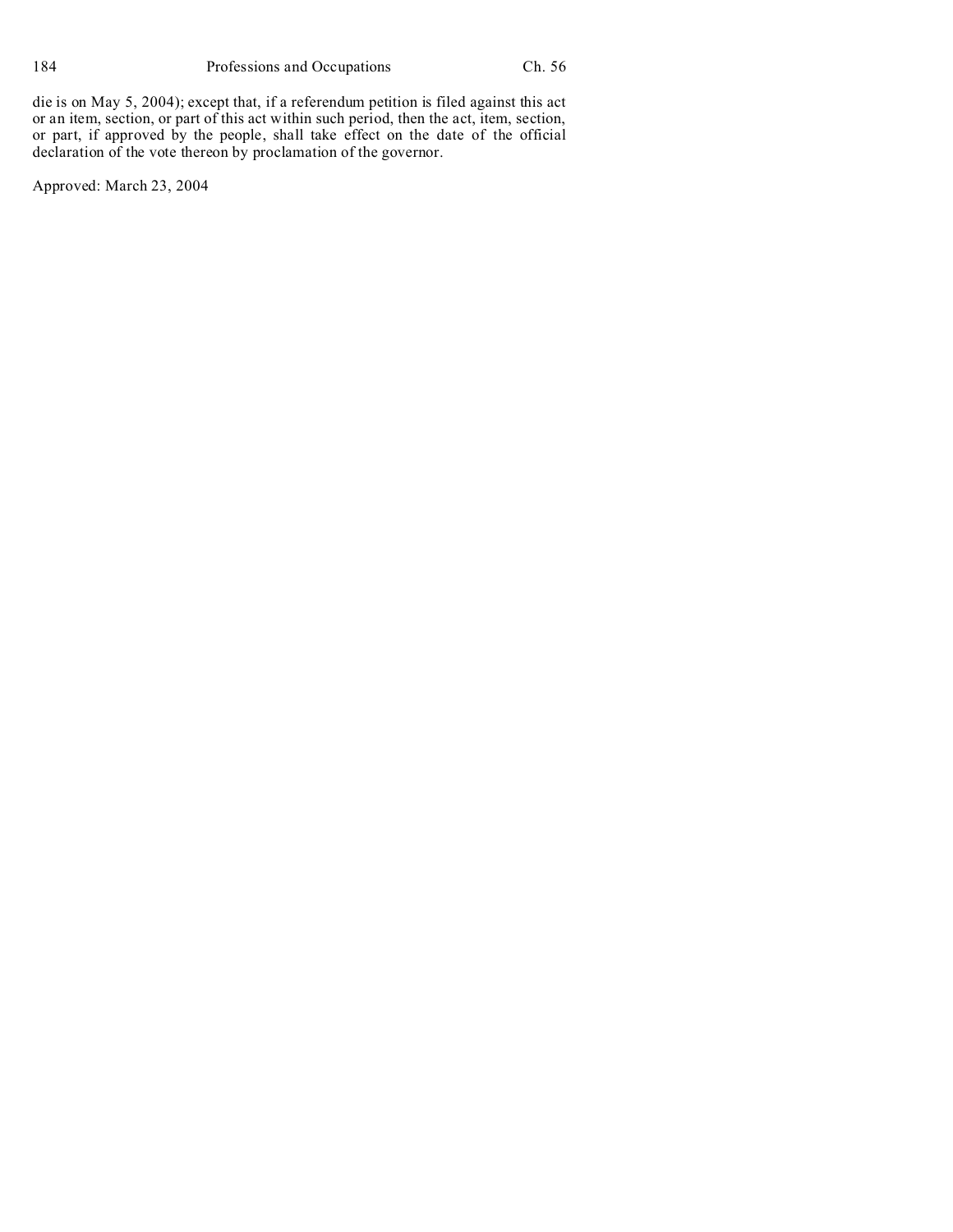die is on May 5, 2004); except that, if a referendum petition is filed against this act or an item, section, or part of this act within such period, then the act, item, section, or part, if approved by the people, shall take effect on the date of the official declaration of the vote thereon by proclamation of the governor.

Approved: March 23, 2004